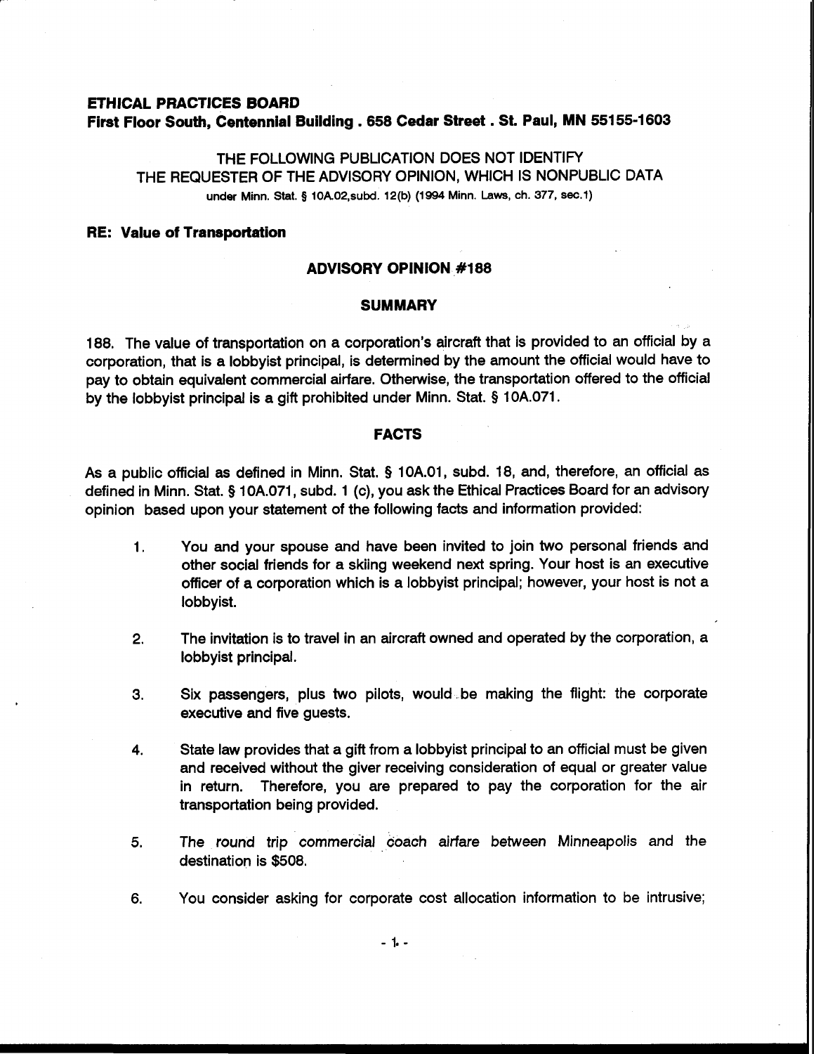**ETHICAL PRACTICES BOARD**
**First Floor South, Centennial Building . 658 Cedar Street . St. Paul, MN 55155-1603**

THE FOLLOWING PUBLICATION DOES NOT IDENTIFY
THE REQUESTER OF THE ADVISORY OPINION, WHICH IS NONPUBLIC DATA
under Minn. Stat. § 10A.02,subd. 12(b) (1994 Minn. Laws, ch. 377, sec.1)

**RE: Value of Transportation**

## ADVISORY OPINION #188

### SUMMARY

188. The value of transportation on a corporation's aircraft that is provided to an official by a corporation, that is a lobbyist principal, is determined by the amount the official would have to pay to obtain equivalent commercial airfare. Otherwise, the transportation offered to the official by the lobbyist principal is a gift prohibited under Minn. Stat. § 10A.071.

### FACTS

As a public official as defined in Minn. Stat. § 10A.01, subd. 18, and, therefore, an official as defined in Minn. Stat. § 10A.071, subd. 1 (c), you ask the Ethical Practices Board for an advisory opinion based upon your statement of the following facts and information provided:

1. You and your spouse and have been invited to join two personal friends and other social friends for a skiing weekend next spring. Your host is an executive officer of a corporation which is a lobbyist principal; however, your host is not a lobbyist.

2. The invitation is to travel in an aircraft owned and operated by the corporation, a lobbyist principal.

3. Six passengers, plus two pilots, would be making the flight: the corporate executive and five guests.

4. State law provides that a gift from a lobbyist principal to an official must be given and received without the giver receiving consideration of equal or greater value in return. Therefore, you are prepared to pay the corporation for the air transportation being provided.

5. The round trip commercial coach airfare between Minneapolis and the destination is $508.

6. You consider asking for corporate cost allocation information to be intrusive;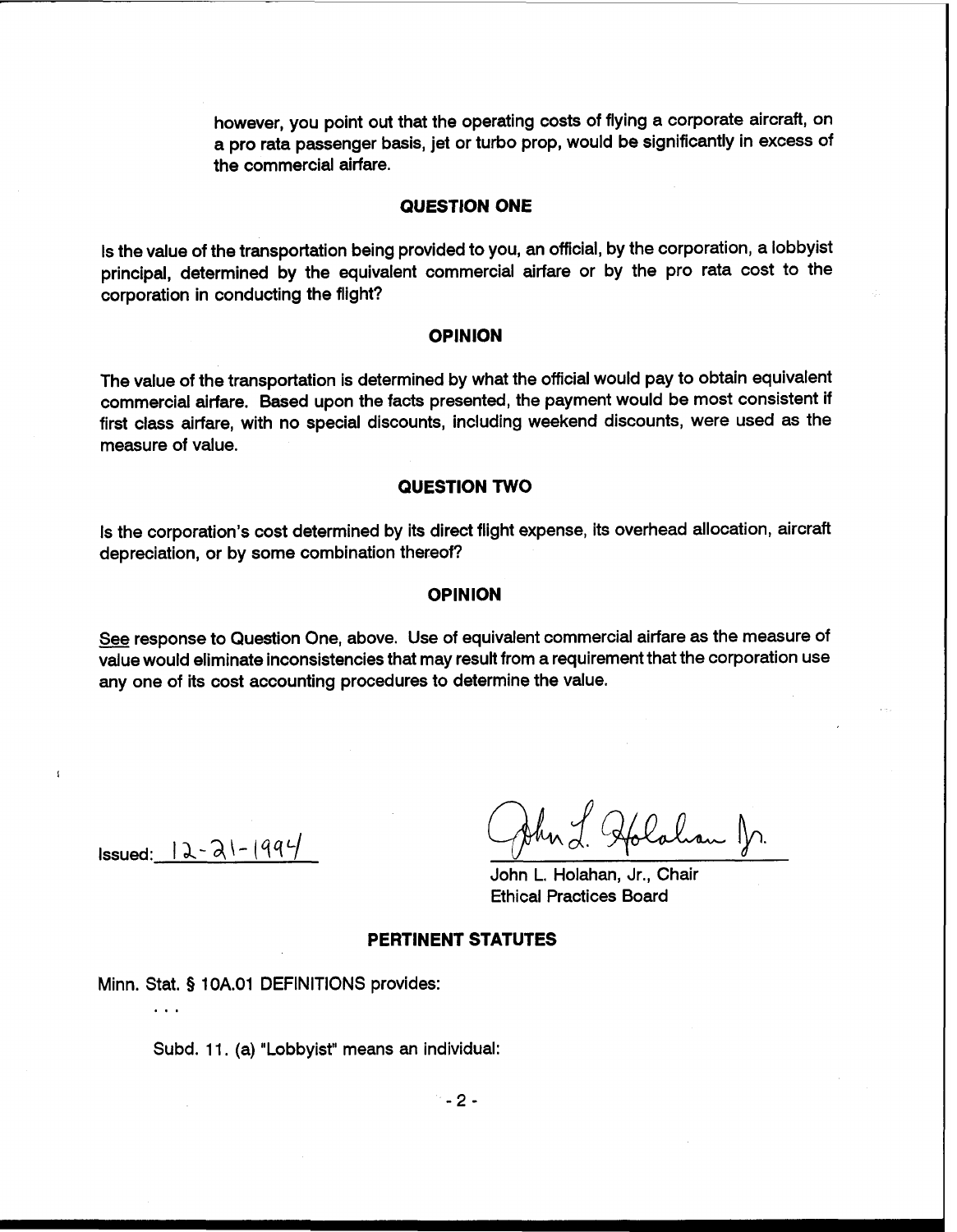however, you point out that the operating costs of flying a corporate aircraft, on a pro rata passenger basis, jet or turbo prop, would be significantly in excess of the commercial airfare.

## QUESTION ONE

Is the value of the transportation being provided to you, an official, by the corporation, a lobbyist principal, determined by the equivalent commercial airfare or by the pro rata cost to the corporation in conducting the flight?

## OPINION

The value of the transportation is determined by what the official would pay to obtain equivalent commercial airfare. Based upon the facts presented, the payment would be most consistent if first class airfare, with no special discounts, including weekend discounts, were used as the measure of value.

## QUESTION TWO

Is the corporation's cost determined by its direct flight expense, its overhead allocation, aircraft depreciation, or by some combination thereof?

## OPINION

*See* response to Question One, above. Use of equivalent commercial airfare as the measure of value would eliminate inconsistencies that may result from a requirement that the corporation use any one of its cost accounting procedures to determine the value.

Issued: 12-21-1994

John L. Holahan, Jr., Chair
Ethical Practices Board

## PERTINENT STATUTES

Minn. Stat. § 10A.01 DEFINITIONS provides:

. . .

Subd. 11. (a) "Lobbyist" means an individual: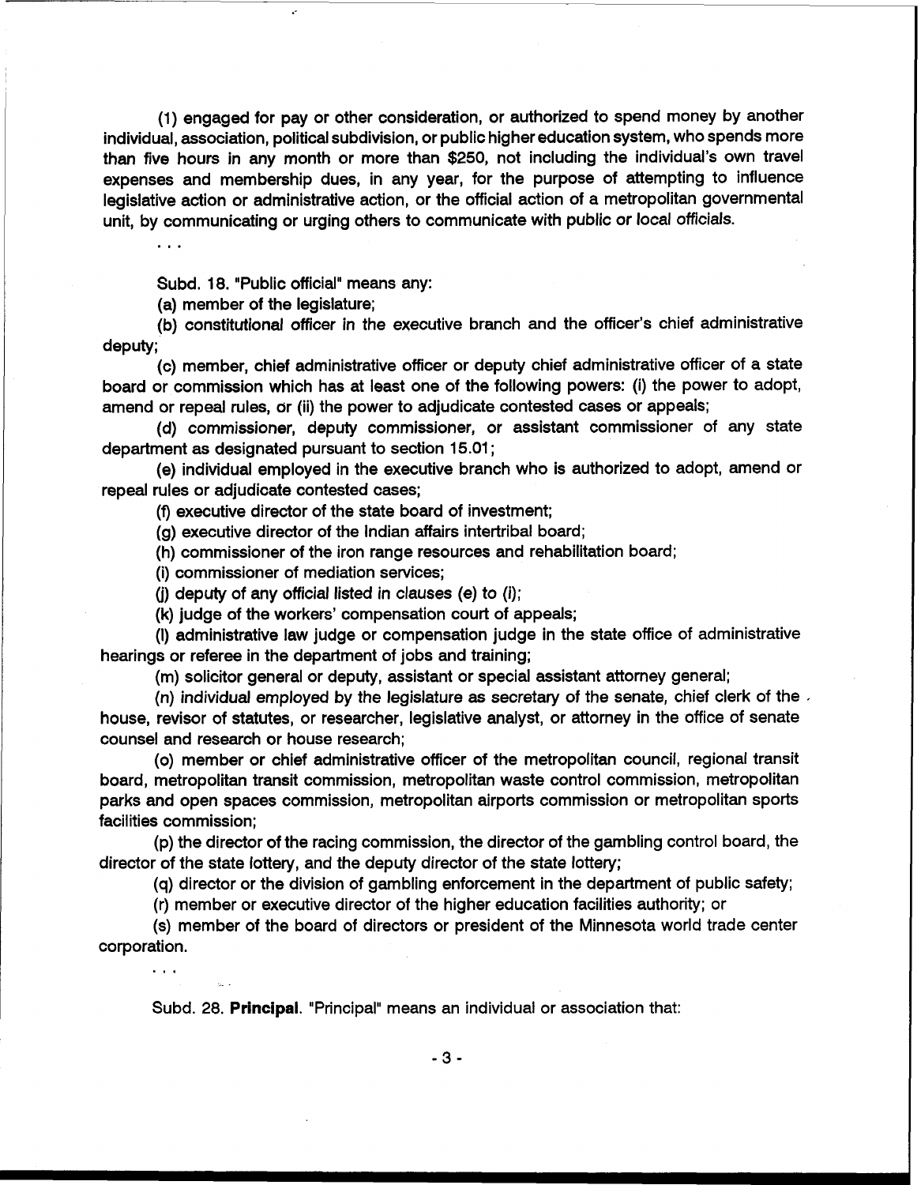(1) engaged for pay or other consideration, or authorized to spend money by another individual, association, political subdivision, or public higher education system, who spends more than five hours in any month or more than $250, not including the individual's own travel expenses and membership dues, in any year, for the purpose of attempting to influence legislative action or administrative action, or the official action of a metropolitan governmental unit, by communicating or urging others to communicate with public or local officials.

. . .

Subd. 18. "Public official" means any:

(a) member of the legislature;

(b) constitutional officer in the executive branch and the officer's chief administrative deputy;

(c) member, chief administrative officer or deputy chief administrative officer of a state board or commission which has at least one of the following powers: (i) the power to adopt, amend or repeal rules, or (ii) the power to adjudicate contested cases or appeals;

(d) commissioner, deputy commissioner, or assistant commissioner of any state department as designated pursuant to section 15.01;

(e) individual employed in the executive branch who is authorized to adopt, amend or repeal rules or adjudicate contested cases;

(f) executive director of the state board of investment;

(g) executive director of the Indian affairs intertribal board;

(h) commissioner of the iron range resources and rehabilitation board;

(i) commissioner of mediation services;

(j) deputy of any official listed in clauses (e) to (i);

(k) judge of the workers' compensation court of appeals;

(l) administrative law judge or compensation judge in the state office of administrative hearings or referee in the department of jobs and training;

(m) solicitor general or deputy, assistant or special assistant attorney general;

(n) individual employed by the legislature as secretary of the senate, chief clerk of the house, revisor of statutes, or researcher, legislative analyst, or attorney in the office of senate counsel and research or house research;

(o) member or chief administrative officer of the metropolitan council, regional transit board, metropolitan transit commission, metropolitan waste control commission, metropolitan parks and open spaces commission, metropolitan airports commission or metropolitan sports facilities commission;

(p) the director of the racing commission, the director of the gambling control board, the director of the state lottery, and the deputy director of the state lottery;

(q) director or the division of gambling enforcement in the department of public safety;

(r) member or executive director of the higher education facilities authority; or

(s) member of the board of directors or president of the Minnesota world trade center corporation.

. . .

Subd. 28. **Principal**. "Principal" means an individual or association that: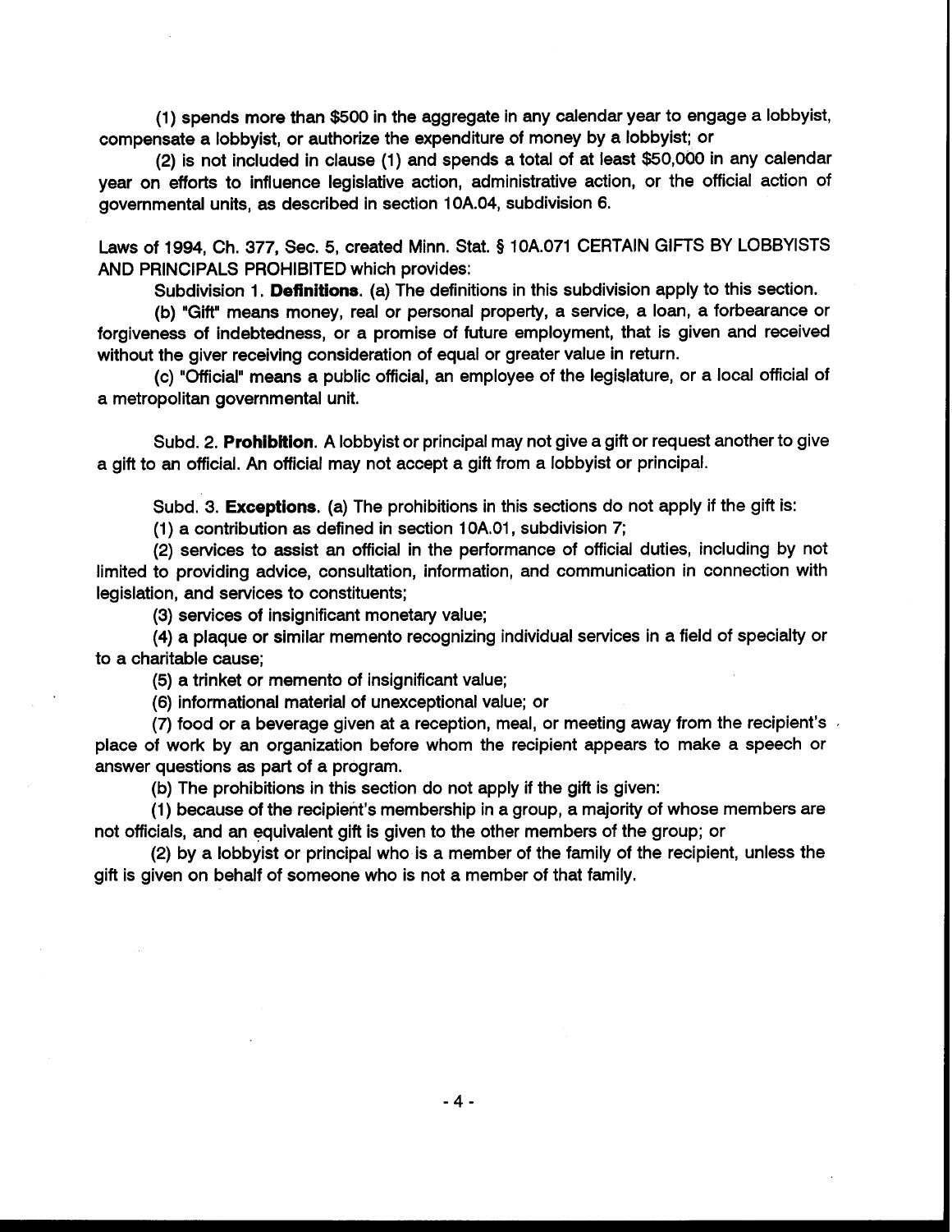(1) spends more than $500 in the aggregate in any calendar year to engage a lobbyist, compensate a lobbyist, or authorize the expenditure of money by a lobbyist; or

(2) is not included in clause (1) and spends a total of at least $50,000 in any calendar year on efforts to influence legislative action, administrative action, or the official action of governmental units, as described in section 10A.04, subdivision 6.

Laws of 1994, Ch. 377, Sec. 5, created Minn. Stat. § 10A.071 CERTAIN GIFTS BY LOBBYISTS AND PRINCIPALS PROHIBITED which provides:

Subdivision 1. **Definitions**. (a) The definitions in this subdivision apply to this section.

(b) "Gift" means money, real or personal property, a service, a loan, a forbearance or forgiveness of indebtedness, or a promise of future employment, that is given and received without the giver receiving consideration of equal or greater value in return.

(c) "Official" means a public official, an employee of the legislature, or a local official of a metropolitan governmental unit.

Subd. 2. **Prohibition**. A lobbyist or principal may not give a gift or request another to give a gift to an official. An official may not accept a gift from a lobbyist or principal.

Subd. 3. **Exceptions**. (a) The prohibitions in this sections do not apply if the gift is:

(1) a contribution as defined in section 10A.01, subdivision 7;

(2) services to assist an official in the performance of official duties, including by not limited to providing advice, consultation, information, and communication in connection with legislation, and services to constituents;

(3) services of insignificant monetary value;

(4) a plaque or similar memento recognizing individual services in a field of specialty or to a charitable cause;

(5) a trinket or memento of insignificant value;

(6) informational material of unexceptional value; or

(7) food or a beverage given at a reception, meal, or meeting away from the recipient's place of work by an organization before whom the recipient appears to make a speech or answer questions as part of a program.

(b) The prohibitions in this section do not apply if the gift is given:

(1) because of the recipient's membership in a group, a majority of whose members are not officials, and an equivalent gift is given to the other members of the group; or

(2) by a lobbyist or principal who is a member of the family of the recipient, unless the gift is given on behalf of someone who is not a member of that family.